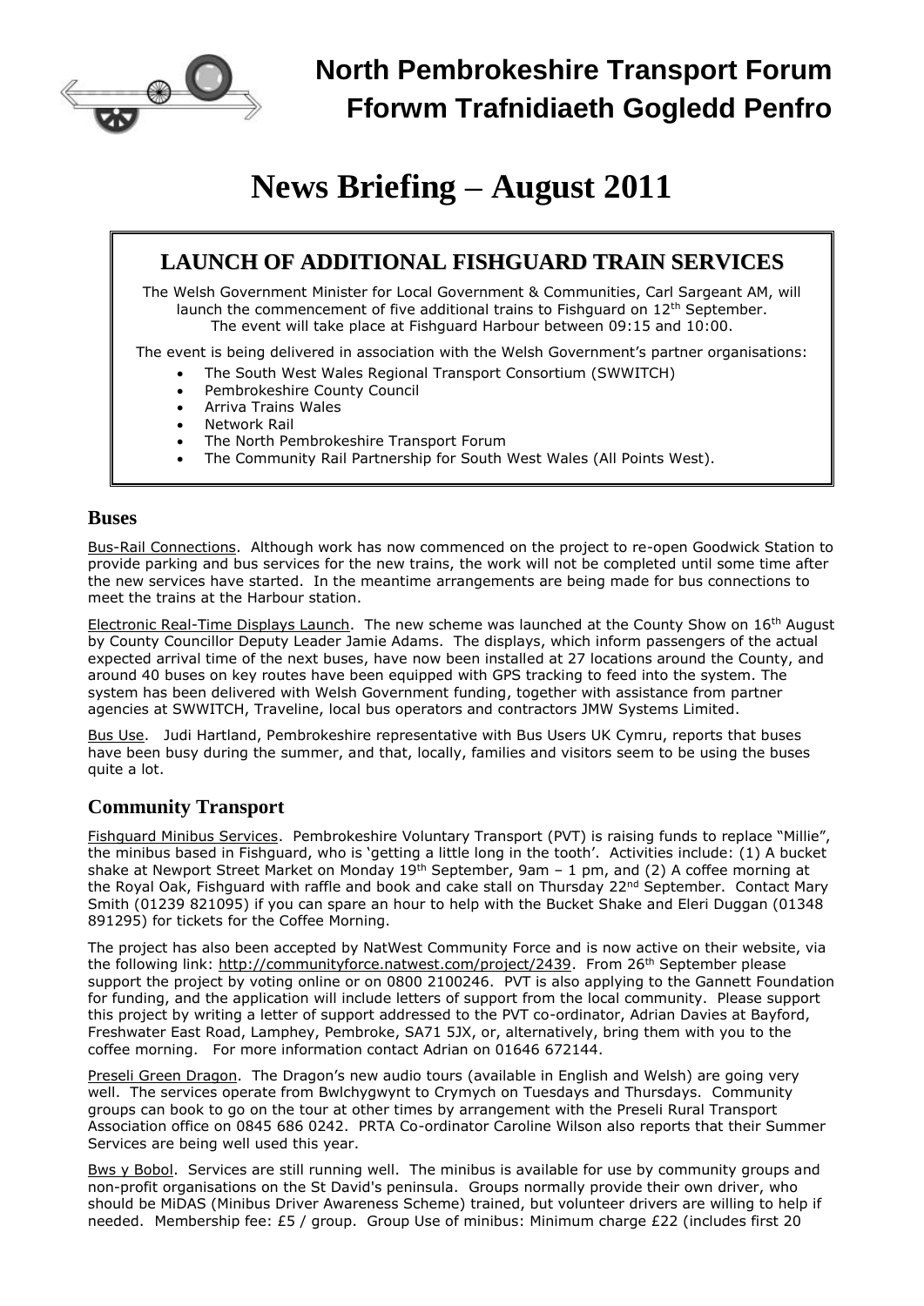# North Pembrokeshire Transport Forum
# Fforwm Trafnidiaeth Gogledd Penfro

# News Briefing – August 2011

## LAUNCH OF ADDITIONAL FISHGUARD TRAIN SERVICES

The Welsh Government Minister for Local Government & Communities, Carl Sargeant AM, will launch the commencement of five additional trains to Fishguard on 12th September. The event will take place at Fishguard Harbour between 09:15 and 10:00.

The event is being delivered in association with the Welsh Government's partner organisations:

- The South West Wales Regional Transport Consortium (SWWITCH)
- Pembrokeshire County Council
- Arriva Trains Wales
- Network Rail
- The North Pembrokeshire Transport Forum
- The Community Rail Partnership for South West Wales (All Points West).

## Buses

Bus-Rail Connections. Although work has now commenced on the project to re-open Goodwick Station to provide parking and bus services for the new trains, the work will not be completed until some time after the new services have started. In the meantime arrangements are being made for bus connections to meet the trains at the Harbour station.

Electronic Real-Time Displays Launch. The new scheme was launched at the County Show on 16th August by County Councillor Deputy Leader Jamie Adams. The displays, which inform passengers of the actual expected arrival time of the next buses, have now been installed at 27 locations around the County, and around 40 buses on key routes have been equipped with GPS tracking to feed into the system. The system has been delivered with Welsh Government funding, together with assistance from partner agencies at SWWITCH, Traveline, local bus operators and contractors JMW Systems Limited.

Bus Use. Judi Hartland, Pembrokeshire representative with Bus Users UK Cymru, reports that buses have been busy during the summer, and that, locally, families and visitors seem to be using the buses quite a lot.

## Community Transport

Fishguard Minibus Services. Pembrokeshire Voluntary Transport (PVT) is raising funds to replace "Millie", the minibus based in Fishguard, who is 'getting a little long in the tooth'. Activities include: (1) A bucket shake at Newport Street Market on Monday 19th September, 9am – 1 pm, and (2) A coffee morning at the Royal Oak, Fishguard with raffle and book and cake stall on Thursday 22nd September. Contact Mary Smith (01239 821095) if you can spare an hour to help with the Bucket Shake and Eleri Duggan (01348 891295) for tickets for the Coffee Morning.

The project has also been accepted by NatWest Community Force and is now active on their website, via the following link: http://communityforce.natwest.com/project/2439. From 26th September please support the project by voting online or on 0800 2100246. PVT is also applying to the Gannett Foundation for funding, and the application will include letters of support from the local community. Please support this project by writing a letter of support addressed to the PVT co-ordinator, Adrian Davies at Bayford, Freshwater East Road, Lamphey, Pembroke, SA71 5JX, or, alternatively, bring them with you to the coffee morning. For more information contact Adrian on 01646 672144.

Preseli Green Dragon. The Dragon's new audio tours (available in English and Welsh) are going very well. The services operate from Bwlchygwynt to Crymych on Tuesdays and Thursdays. Community groups can book to go on the tour at other times by arrangement with the Preseli Rural Transport Association office on 0845 686 0242. PRTA Co-ordinator Caroline Wilson also reports that their Summer Services are being well used this year.

Bws y Bobol. Services are still running well. The minibus is available for use by community groups and non-profit organisations on the St David's peninsula. Groups normally provide their own driver, who should be MiDAS (Minibus Driver Awareness Scheme) trained, but volunteer drivers are willing to help if needed. Membership fee: £5 / group. Group Use of minibus: Minimum charge £22 (includes first 20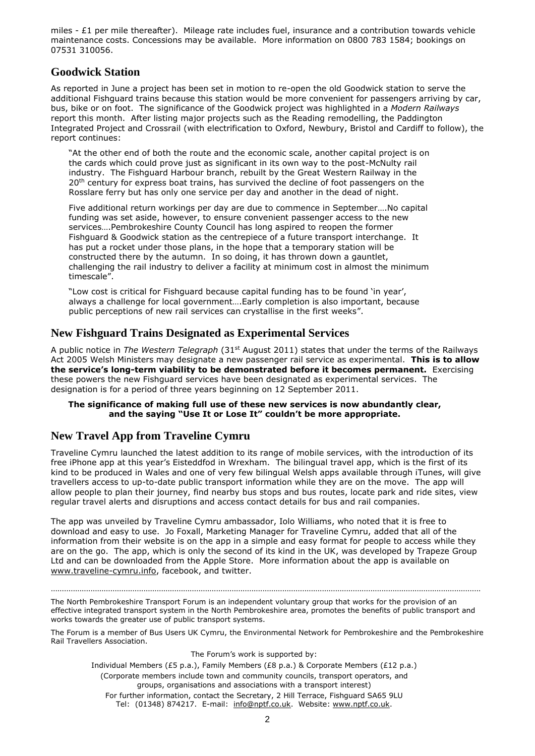miles - £1 per mile thereafter). Mileage rate includes fuel, insurance and a contribution towards vehicle maintenance costs. Concessions may be available. More information on 0800 783 1584; bookings on 07531 310056.

## Goodwick Station

As reported in June a project has been set in motion to re-open the old Goodwick station to serve the additional Fishguard trains because this station would be more convenient for passengers arriving by car, bus, bike or on foot. The significance of the Goodwick project was highlighted in a *Modern Railways* report this month. After listing major projects such as the Reading remodelling, the Paddington Integrated Project and Crossrail (with electrification to Oxford, Newbury, Bristol and Cardiff to follow), the report continues:

> "At the other end of both the route and the economic scale, another capital project is on the cards which could prove just as significant in its own way to the post-McNulty rail industry. The Fishguard Harbour branch, rebuilt by the Great Western Railway in the 20th century for express boat trains, has survived the decline of foot passengers on the Rosslare ferry but has only one service per day and another in the dead of night.
>
> Five additional return workings per day are due to commence in September….No capital funding was set aside, however, to ensure convenient passenger access to the new services….Pembrokeshire County Council has long aspired to reopen the former Fishguard & Goodwick station as the centrepiece of a future transport interchange. It has put a rocket under those plans, in the hope that a temporary station will be constructed there by the autumn. In so doing, it has thrown down a gauntlet, challenging the rail industry to deliver a facility at minimum cost in almost the minimum timescale".
>
> "Low cost is critical for Fishguard because capital funding has to be found 'in year', always a challenge for local government….Early completion is also important, because public perceptions of new rail services can crystallise in the first weeks".

## New Fishguard Trains Designated as Experimental Services

A public notice in *The Western Telegraph* (31st August 2011) states that under the terms of the Railways Act 2005 Welsh Ministers may designate a new passenger rail service as experimental. **This is to allow the service's long-term viability to be demonstrated before it becomes permanent.** Exercising these powers the new Fishguard services have been designated as experimental services. The designation is for a period of three years beginning on 12 September 2011.

**The significance of making full use of these new services is now abundantly clear, and the saying "Use It or Lose It" couldn't be more appropriate.**

## New Travel App from Traveline Cymru

Traveline Cymru launched the latest addition to its range of mobile services, with the introduction of its free iPhone app at this year's Eisteddfod in Wrexham. The bilingual travel app, which is the first of its kind to be produced in Wales and one of very few bilingual Welsh apps available through iTunes, will give travellers access to up-to-date public transport information while they are on the move. The app will allow people to plan their journey, find nearby bus stops and bus routes, locate park and ride sites, view regular travel alerts and disruptions and access contact details for bus and rail companies.

The app was unveiled by Traveline Cymru ambassador, Iolo Williams, who noted that it is free to download and easy to use. Jo Foxall, Marketing Manager for Traveline Cymru, added that all of the information from their website is on the app in a simple and easy format for people to access while they are on the go. The app, which is only the second of its kind in the UK, was developed by Trapeze Group Ltd and can be downloaded from the Apple Store. More information about the app is available on www.traveline-cymru.info, facebook, and twitter.

---

The North Pembrokeshire Transport Forum is an independent voluntary group that works for the provision of an effective integrated transport system in the North Pembrokeshire area, promotes the benefits of public transport and works towards the greater use of public transport systems.

The Forum is a member of Bus Users UK Cymru, the Environmental Network for Pembrokeshire and the Pembrokeshire Rail Travellers Association.

The Forum's work is supported by:

Individual Members (£5 p.a.), Family Members (£8 p.a.) & Corporate Members (£12 p.a.)

(Corporate members include town and community councils, transport operators, and groups, organisations and associations with a transport interest)

For further information, contact the Secretary, 2 Hill Terrace, Fishguard SA65 9LU

Tel: (01348) 874217. E-mail: info@nptf.co.uk. Website: www.nptf.co.uk.